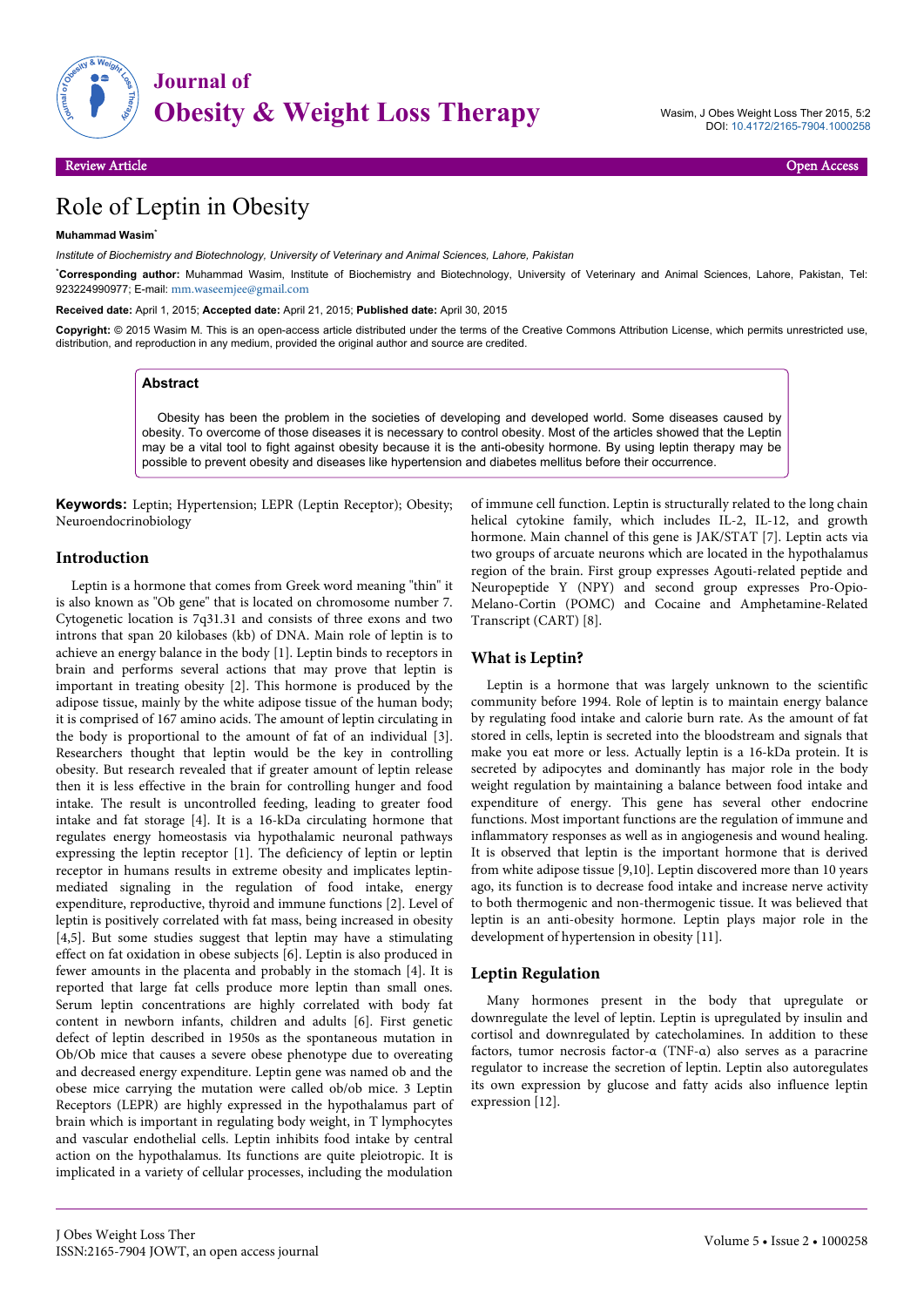# Role of Leptin in Obesity

**Muhammad Wasim***

*Institute of Biochemistry and Biotechnology, University of Veterinary and Animal Sciences, Lahore, Pakistan*

***Corresponding author:** Muhammad Wasim, Institute of Biochemistry and Biotechnology, University of Veterinary and Animal Sciences, Lahore, Pakistan, Tel: 923224990977; E-mail: mm.waseemjee@gmail.com

**Received date:** April 1, 2015; **Accepted date:** April 21, 2015; **Published date:** April 30, 2015

**Copyright:** © 2015 Wasim M. This is an open-access article distributed under the terms of the Creative Commons Attribution License, which permits unrestricted use, distribution, and reproduction in any medium, provided the original author and source are credited.

## Abstract

Obesity has been the problem in the societies of developing and developed world. Some diseases caused by obesity. To overcome of those diseases it is necessary to control obesity. Most of the articles showed that the Leptin may be a vital tool to fight against obesity because it is the anti-obesity hormone. By using leptin therapy may be possible to prevent obesity and diseases like hypertension and diabetes mellitus before their occurrence.

**Keywords:** Leptin; Hypertension; LEPR (Leptin Receptor); Obesity; Neuroendocrinobiology

## Introduction

Leptin is a hormone that comes from Greek word meaning "thin" it is also known as "Ob gene" that is located on chromosome number 7. Cytogenetic location is 7q31.31 and consists of three exons and two introns that span 20 kilobases (kb) of DNA. Main role of leptin is to achieve an energy balance in the body [1]. Leptin binds to receptors in brain and performs several actions that may prove that leptin is important in treating obesity [2]. This hormone is produced by the adipose tissue, mainly by the white adipose tissue of the human body; it is comprised of 167 amino acids. The amount of leptin circulating in the body is proportional to the amount of fat of an individual [3]. Researchers thought that leptin would be the key in controlling obesity. But research revealed that if greater amount of leptin release then it is less effective in the brain for controlling hunger and food intake. The result is uncontrolled feeding, leading to greater food intake and fat storage [4]. It is a 16-kDa circulating hormone that regulates energy homeostasis via hypothalamic neuronal pathways expressing the leptin receptor [1]. The deficiency of leptin or leptin receptor in humans results in extreme obesity and implicates leptin-mediated signaling in the regulation of food intake, energy expenditure, reproductive, thyroid and immune functions [2]. Level of leptin is positively correlated with fat mass, being increased in obesity [4,5]. But some studies suggest that leptin may have a stimulating effect on fat oxidation in obese subjects [6]. Leptin is also produced in fewer amounts in the placenta and probably in the stomach [4]. It is reported that large fat cells produce more leptin than small ones. Serum leptin concentrations are highly correlated with body fat content in newborn infants, children and adults [6]. First genetic defect of leptin described in 1950s as the spontaneous mutation in Ob/Ob mice that causes a severe obese phenotype due to overeating and decreased energy expenditure. Leptin gene was named ob and the obese mice carrying the mutation were called ob/ob mice. 3 Leptin Receptors (LEPR) are highly expressed in the hypothalamus part of brain which is important in regulating body weight, in T lymphocytes and vascular endothelial cells. Leptin inhibits food intake by central action on the hypothalamus. Its functions are quite pleiotropic. It is implicated in a variety of cellular processes, including the modulation of immune cell function. Leptin is structurally related to the long chain helical cytokine family, which includes IL-2, IL-12, and growth hormone. Main channel of this gene is JAK/STAT [7]. Leptin acts via two groups of arcuate neurons which are located in the hypothalamus region of the brain. First group expresses Agouti-related peptide and Neuropeptide Y (NPY) and second group expresses Pro-Opio-Melano-Cortin (POMC) and Cocaine and Amphetamine-Related Transcript (CART) [8].

## What is Leptin?

Leptin is a hormone that was largely unknown to the scientific community before 1994. Role of leptin is to maintain energy balance by regulating food intake and calorie burn rate. As the amount of fat stored in cells, leptin is secreted into the bloodstream and signals that make you eat more or less. Actually leptin is a 16-kDa protein. It is secreted by adipocytes and dominantly has major role in the body weight regulation by maintaining a balance between food intake and expenditure of energy. This gene has several other endocrine functions. Most important functions are the regulation of immune and inflammatory responses as well as in angiogenesis and wound healing. It is observed that leptin is the important hormone that is derived from white adipose tissue [9,10]. Leptin discovered more than 10 years ago, its function is to decrease food intake and increase nerve activity to both thermogenic and non-thermogenic tissue. It was believed that leptin is an anti-obesity hormone. Leptin plays major role in the development of hypertension in obesity [11].

## Leptin Regulation

Many hormones present in the body that upregulate or downregulate the level of leptin. Leptin is upregulated by insulin and cortisol and downregulated by catecholamines. In addition to these factors, tumor necrosis factor-α (TNF-α) also serves as a paracrine regulator to increase the secretion of leptin. Leptin also autoregulates its own expression by glucose and fatty acids also influence leptin expression [12].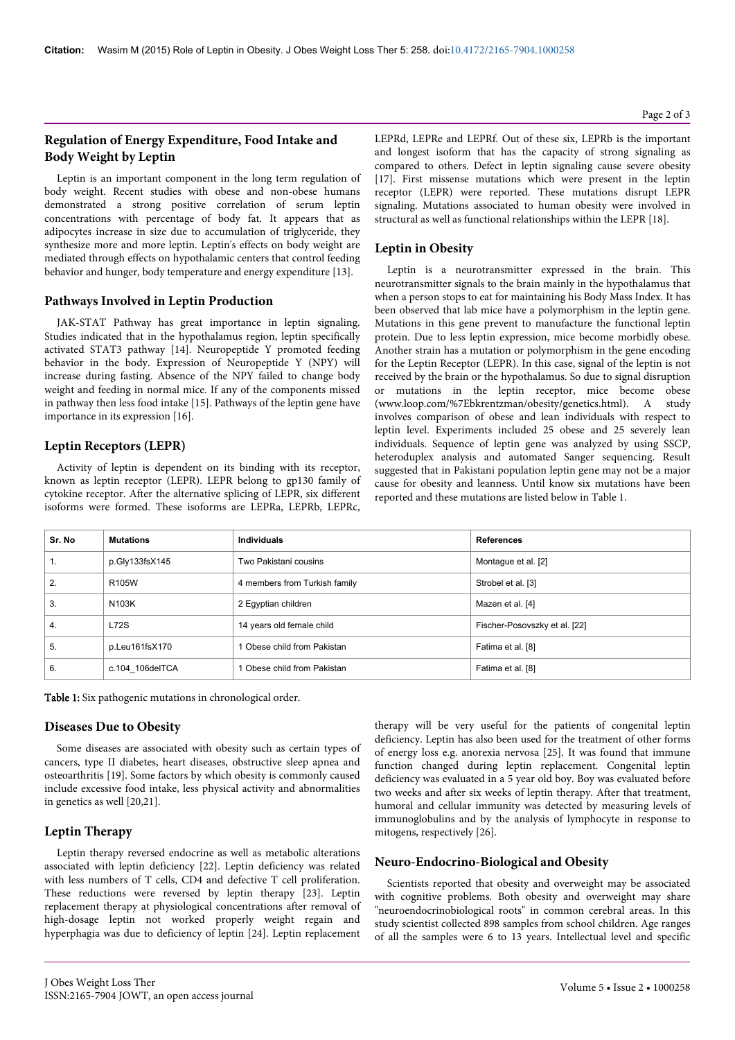## Regulation of Energy Expenditure, Food Intake and Body Weight by Leptin

Leptin is an important component in the long term regulation of body weight. Recent studies with obese and non-obese humans demonstrated a strong positive correlation of serum leptin concentrations with percentage of body fat. It appears that as adipocytes increase in size due to accumulation of triglyceride, they synthesize more and more leptin. Leptin's effects on body weight are mediated through effects on hypothalamic centers that control feeding behavior and hunger, body temperature and energy expenditure [13].

## Pathways Involved in Leptin Production

JAK-STAT Pathway has great importance in leptin signaling. Studies indicated that in the hypothalamus region, leptin specifically activated STAT3 pathway [14]. Neuropeptide Y promoted feeding behavior in the body. Expression of Neuropeptide Y (NPY) will increase during fasting. Absence of the NPY failed to change body weight and feeding in normal mice. If any of the components missed in pathway then less food intake [15]. Pathways of the leptin gene have importance in its expression [16].

## Leptin Receptors (LEPR)

Activity of leptin is dependent on its binding with its receptor, known as leptin receptor (LEPR). LEPR belong to gp130 family of cytokine receptor. After the alternative splicing of LEPR, six different isoforms were formed. These isoforms are LEPRa, LEPRb, LEPRc, LEPRd, LEPRe and LEPRf. Out of these six, LEPRb is the important and longest isoform that has the capacity of strong signaling as compared to others. Defect in leptin signaling cause severe obesity [17]. First missense mutations which were present in the leptin receptor (LEPR) were reported. These mutations disrupt LEPR signaling. Mutations associated to human obesity were involved in structural as well as functional relationships within the LEPR [18].

## Leptin in Obesity

Leptin is a neurotransmitter expressed in the brain. This neurotransmitter signals to the brain mainly in the hypothalamus that when a person stops to eat for maintaining his Body Mass Index. It has been observed that lab mice have a polymorphism in the leptin gene. Mutations in this gene prevent to manufacture the functional leptin protein. Due to less leptin expression, mice become morbidly obese. Another strain has a mutation or polymorphism in the gene encoding for the Leptin Receptor (LEPR). In this case, signal of the leptin is not received by the brain or the hypothalamus. So due to signal disruption or mutations in the leptin receptor, mice become obese (www.loop.com/%7Ebkrentzman/obesity/genetics.html). A study involves comparison of obese and lean individuals with respect to leptin level. Experiments included 25 obese and 25 severely lean individuals. Sequence of leptin gene was analyzed by using SSCP, heteroduplex analysis and automated Sanger sequencing. Result suggested that in Pakistani population leptin gene may not be a major cause for obesity and leanness. Until know six mutations have been reported and these mutations are listed below in Table 1.

| Sr. No | Mutations | Individuals | References |
|---|---|---|---|
| 1. | p.Gly133fsX145 | Two Pakistani cousins | Montague et al. [2] |
| 2. | R105W | 4 members from Turkish family | Strobel et al. [3] |
| 3. | N103K | 2 Egyptian children | Mazen et al. [4] |
| 4. | L72S | 14 years old female child | Fischer-Posovszky et al. [22] |
| 5. | p.Leu161fsX170 | 1 Obese child from Pakistan | Fatima et al. [8] |
| 6. | c.104_106delTCA | 1 Obese child from Pakistan | Fatima et al. [8] |

**Table 1:** Six pathogenic mutations in chronological order.

## Diseases Due to Obesity

Some diseases are associated with obesity such as certain types of cancers, type II diabetes, heart diseases, obstructive sleep apnea and osteoarthritis [19]. Some factors by which obesity is commonly caused include excessive food intake, less physical activity and abnormalities in genetics as well [20,21].

## Leptin Therapy

Leptin therapy reversed endocrine as well as metabolic alterations associated with leptin deficiency [22]. Leptin deficiency was related with less numbers of T cells, CD4 and defective T cell proliferation. These reductions were reversed by leptin therapy [23]. Leptin replacement therapy at physiological concentrations after removal of high-dosage leptin not worked properly weight regain and hyperphagia was due to deficiency of leptin [24]. Leptin replacement therapy will be very useful for the patients of congenital leptin deficiency. Leptin has also been used for the treatment of other forms of energy loss e.g. anorexia nervosa [25]. It was found that immune function changed during leptin replacement. Congenital leptin deficiency was evaluated in a 5 year old boy. Boy was evaluated before two weeks and after six weeks of leptin therapy. After that treatment, humoral and cellular immunity was detected by measuring levels of immunoglobulins and by the analysis of lymphocyte in response to mitogens, respectively [26].

## Neuro-Endocrino-Biological and Obesity

Scientists reported that obesity and overweight may be associated with cognitive problems. Both obesity and overweight may share "neuroendocrinobiological roots" in common cerebral areas. In this study scientist collected 898 samples from school children. Age ranges of all the samples were 6 to 13 years. Intellectual level and specific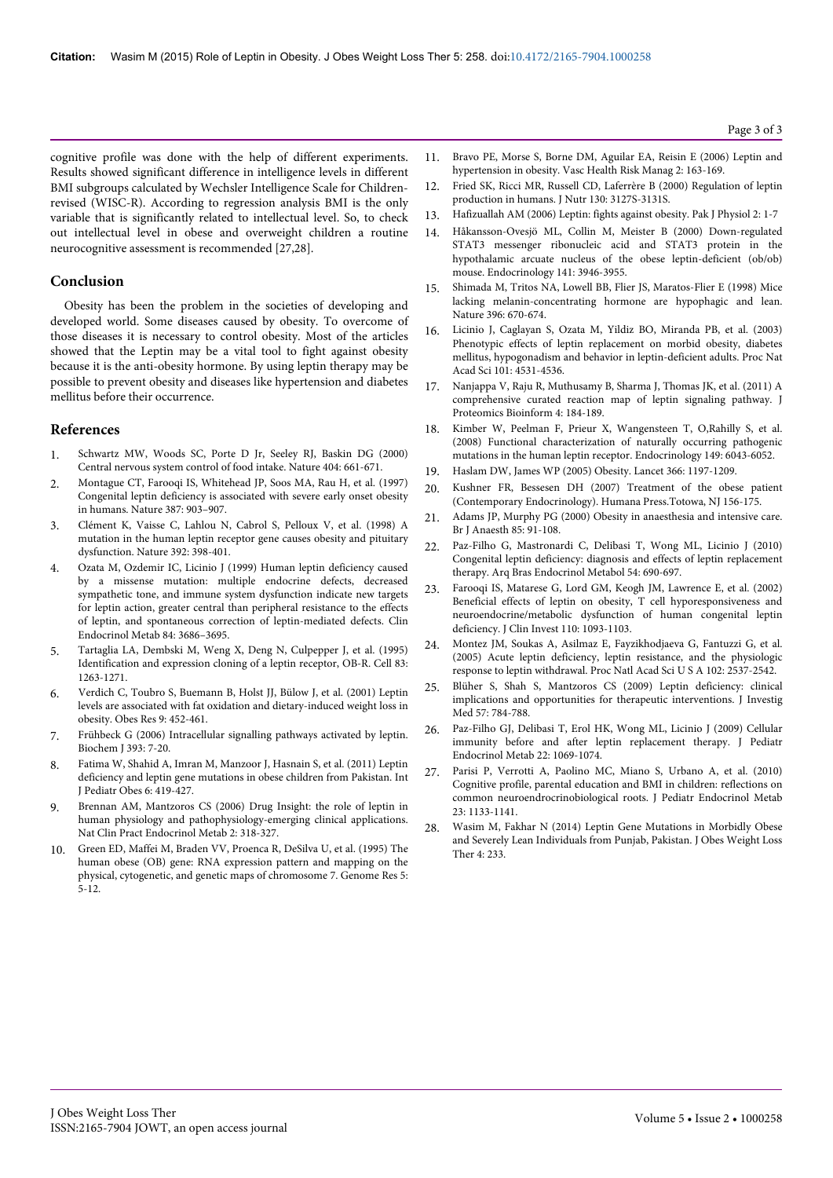cognitive profile was done with the help of different experiments. Results showed significant difference in intelligence levels in different BMI subgroups calculated by Wechsler Intelligence Scale for Children-revised (WISC-R). According to regression analysis BMI is the only variable that is significantly related to intellectual level. So, to check out intellectual level in obese and overweight children a routine neurocognitive assessment is recommended [27,28].

## Conclusion

Obesity has been the problem in the societies of developing and developed world. Some diseases caused by obesity. To overcome of those diseases it is necessary to control obesity. Most of the articles showed that the Leptin may be a vital tool to fight against obesity because it is the anti-obesity hormone. By using leptin therapy may be possible to prevent obesity and diseases like hypertension and diabetes mellitus before their occurrence.

## References

1. Schwartz MW, Woods SC, Porte D Jr, Seeley RJ, Baskin DG (2000) Central nervous system control of food intake. Nature 404: 661-671.
2. Montague CT, Farooqi IS, Whitehead JP, Soos MA, Rau H, et al. (1997) Congenital leptin deficiency is associated with severe early onset obesity in humans. Nature 387: 903–907.
3. Clément K, Vaisse C, Lahlou N, Cabrol S, Pelloux V, et al. (1998) A mutation in the human leptin receptor gene causes obesity and pituitary dysfunction. Nature 392: 398-401.
4. Ozata M, Ozdemir IC, Licinio J (1999) Human leptin deficiency caused by a missense mutation: multiple endocrine defects, decreased sympathetic tone, and immune system dysfunction indicate new targets for leptin action, greater central than peripheral resistance to the effects of leptin, and spontaneous correction of leptin-mediated defects. Clin Endocrinol Metab 84: 3686–3695.
5. Tartaglia LA, Dembski M, Weng X, Deng N, Culpepper J, et al. (1995) Identification and expression cloning of a leptin receptor, OB-R. Cell 83: 1263-1271.
6. Verdich C, Toubro S, Buemann B, Holst JJ, Bülow J, et al. (2001) Leptin levels are associated with fat oxidation and dietary-induced weight loss in obesity. Obes Res 9: 452-461.
7. Frühbeck G (2006) Intracellular signalling pathways activated by leptin. Biochem J 393: 7-20.
8. Fatima W, Shahid A, Imran M, Manzoor J, Hasnain S, et al. (2011) Leptin deficiency and leptin gene mutations in obese children from Pakistan. Int J Pediatr Obes 6: 419-427.
9. Brennan AM, Mantzoros CS (2006) Drug Insight: the role of leptin in human physiology and pathophysiology-emerging clinical applications. Nat Clin Pract Endocrinol Metab 2: 318-327.
10. Green ED, Maffei M, Braden VV, Proenca R, DeSilva U, et al. (1995) The human obese (OB) gene: RNA expression pattern and mapping on the physical, cytogenetic, and genetic maps of chromosome 7. Genome Res 5: 5-12.
11. Bravo PE, Morse S, Borne DM, Aguilar EA, Reisin E (2006) Leptin and hypertension in obesity. Vasc Health Risk Manag 2: 163-169.
12. Fried SK, Ricci MR, Russell CD, Laferrère B (2000) Regulation of leptin production in humans. J Nutr 130: 3127S-3131S.
13. Hafizuallah AM (2006) Leptin: fights against obesity. Pak J Physiol 2: 1-7
14. Håkansson-Ovesjö ML, Collin M, Meister B (2000) Down-regulated STAT3 messenger ribonucleic acid and STAT3 protein in the hypothalamic arcuate nucleus of the obese leptin-deficient (ob/ob) mouse. Endocrinology 141: 3946-3955.
15. Shimada M, Tritos NA, Lowell BB, Flier JS, Maratos-Flier E (1998) Mice lacking melanin-concentrating hormone are hypophagic and lean. Nature 396: 670-674.
16. Licinio J, Caglayan S, Ozata M, Yildiz BO, Miranda PB, et al. (2003) Phenotypic effects of leptin replacement on morbid obesity, diabetes mellitus, hypogonadism and behavior in leptin-deficient adults. Proc Nat Acad Sci 101: 4531-4536.
17. Nanjappa V, Raju R, Muthusamy B, Sharma J, Thomas JK, et al. (2011) A comprehensive curated reaction map of leptin signaling pathway. J Proteomics Bioinform 4: 184-189.
18. Kimber W, Peelman F, Prieur X, Wangensteen T, O,Rahilly S, et al. (2008) Functional characterization of naturally occurring pathogenic mutations in the human leptin receptor. Endocrinology 149: 6043-6052.
19. Haslam DW, James WP (2005) Obesity. Lancet 366: 1197-1209.
20. Kushner FR, Bessesen DH (2007) Treatment of the obese patient (Contemporary Endocrinology). Humana Press.Totowa, NJ 156-175.
21. Adams JP, Murphy PG (2000) Obesity in anaesthesia and intensive care. Br J Anaesth 85: 91-108.
22. Paz-Filho G, Mastronardi C, Delibasi T, Wong ML, Licinio J (2010) Congenital leptin deficiency: diagnosis and effects of leptin replacement therapy. Arq Bras Endocrinol Metabol 54: 690-697.
23. Farooqi IS, Matarese G, Lord GM, Keogh JM, Lawrence E, et al. (2002) Beneficial effects of leptin on obesity, T cell hyporesponsiveness and neuroendocrine/metabolic dysfunction of human congenital leptin deficiency. J Clin Invest 110: 1093-1103.
24. Montez JM, Soukas A, Asilmaz E, Fayzikhodjaeva G, Fantuzzi G, et al. (2005) Acute leptin deficiency, leptin resistance, and the physiologic response to leptin withdrawal. Proc Natl Acad Sci U S A 102: 2537-2542.
25. Blüher S, Shah S, Mantzoros CS (2009) Leptin deficiency: clinical implications and opportunities for therapeutic interventions. J Investig Med 57: 784-788.
26. Paz-Filho GJ, Delibasi T, Erol HK, Wong ML, Licinio J (2009) Cellular immunity before and after leptin replacement therapy. J Pediatr Endocrinol Metab 22: 1069-1074.
27. Parisi P, Verrotti A, Paolino MC, Miano S, Urbano A, et al. (2010) Cognitive profile, parental education and BMI in children: reflections on common neuroendrocrinobiological roots. J Pediatr Endocrinol Metab 23: 1133-1141.
28. Wasim M, Fakhar N (2014) Leptin Gene Mutations in Morbidly Obese and Severely Lean Individuals from Punjab, Pakistan. J Obes Weight Loss Ther 4: 233.